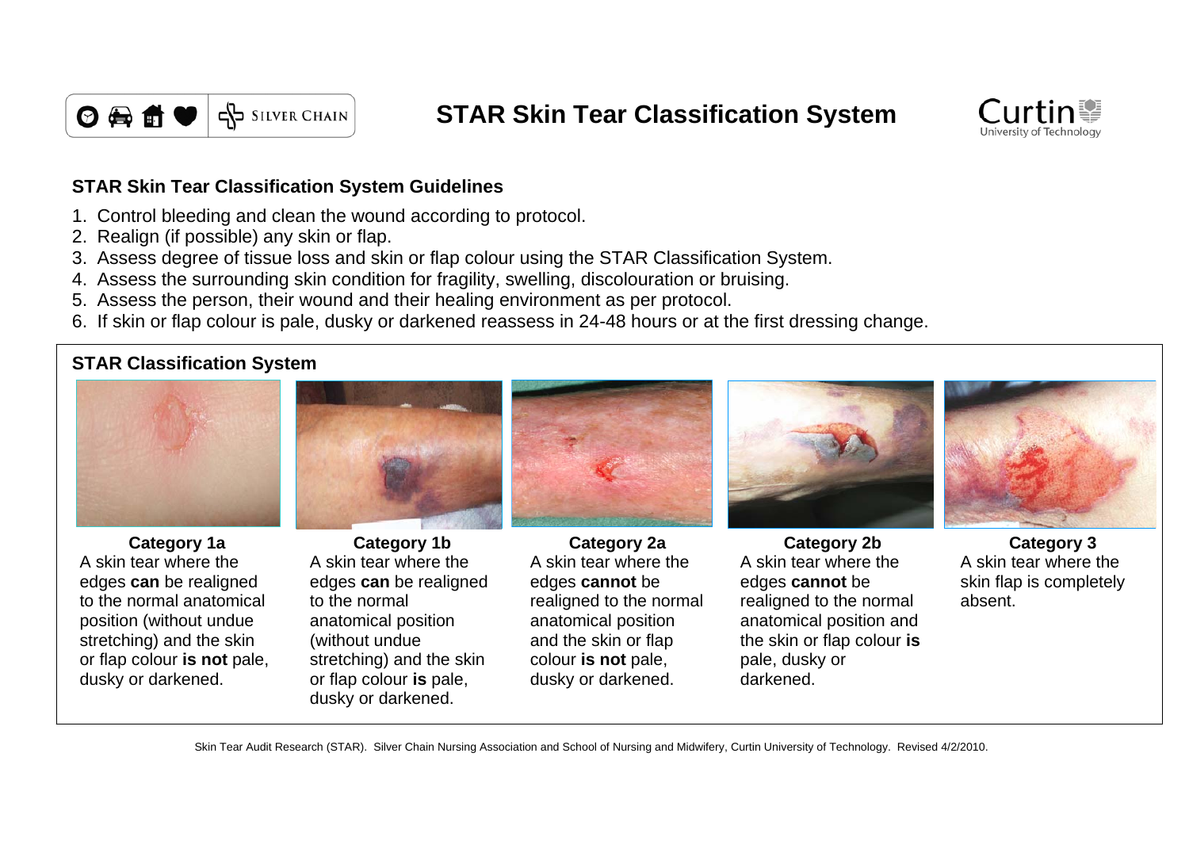# STAR Skin Tear Classification System

## STAR Skin Tear Classification System Guidelines

1. Control bleeding and clean the wound according to protocol.
2. Realign (if possible) any skin or flap.
3. Assess degree of tissue loss and skin or flap colour using the STAR Classification System.
4. Assess the surrounding skin condition for fragility, swelling, discolouration or bruising.
5. Assess the person, their wound and their healing environment as per protocol.
6. If skin or flap colour is pale, dusky or darkened reassess in 24-48 hours or at the first dressing change.

## STAR Classification System

**Category 1a**
A skin tear where the edges **can** be realigned to the normal anatomical position (without undue stretching) and the skin or flap colour **is not** pale, dusky or darkened.

**Category 1b**
A skin tear where the edges **can** be realigned to the normal anatomical position (without undue stretching) and the skin or flap colour **is** pale, dusky or darkened.

**Category 2a**
A skin tear where the edges **cannot** be realigned to the normal anatomical position and the skin or flap colour **is not** pale, dusky or darkened.

**Category 2b**
A skin tear where the edges **cannot** be realigned to the normal anatomical position and the skin or flap colour **is** pale, dusky or darkened.

**Category 3**
A skin tear where the skin flap is completely absent.

Skin Tear Audit Research (STAR). Silver Chain Nursing Association and School of Nursing and Midwifery, Curtin University of Technology. Revised 4/2/2010.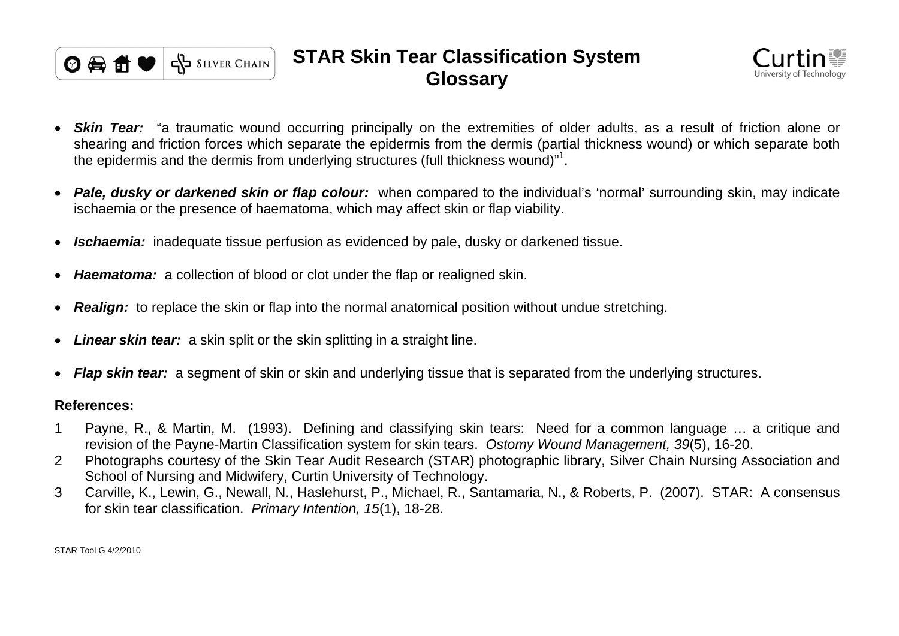# STAR Skin Tear Classification System Glossary

- ***Skin Tear:*** "a traumatic wound occurring principally on the extremities of older adults, as a result of friction alone or shearing and friction forces which separate the epidermis from the dermis (partial thickness wound) or which separate both the epidermis and the dermis from underlying structures (full thickness wound)"[1].

- ***Pale, dusky or darkened skin or flap colour:*** when compared to the individual's 'normal' surrounding skin, may indicate ischaemia or the presence of haematoma, which may affect skin or flap viability.

- ***Ischaemia:*** inadequate tissue perfusion as evidenced by pale, dusky or darkened tissue.

- ***Haematoma:*** a collection of blood or clot under the flap or realigned skin.

- ***Realign:*** to replace the skin or flap into the normal anatomical position without undue stretching.

- ***Linear skin tear:*** a skin split or the skin splitting in a straight line.

- ***Flap skin tear:*** a segment of skin or skin and underlying tissue that is separated from the underlying structures.

**References:**

1 Payne, R., & Martin, M. (1993). Defining and classifying skin tears: Need for a common language … a critique and revision of the Payne-Martin Classification system for skin tears. *Ostomy Wound Management, 39*(5), 16-20.

2 Photographs courtesy of the Skin Tear Audit Research (STAR) photographic library, Silver Chain Nursing Association and School of Nursing and Midwifery, Curtin University of Technology.

3 Carville, K., Lewin, G., Newall, N., Haslehurst, P., Michael, R., Santamaria, N., & Roberts, P. (2007). STAR: A consensus for skin tear classification. *Primary Intention, 15*(1), 18-28.

STAR Tool G 4/2/2010